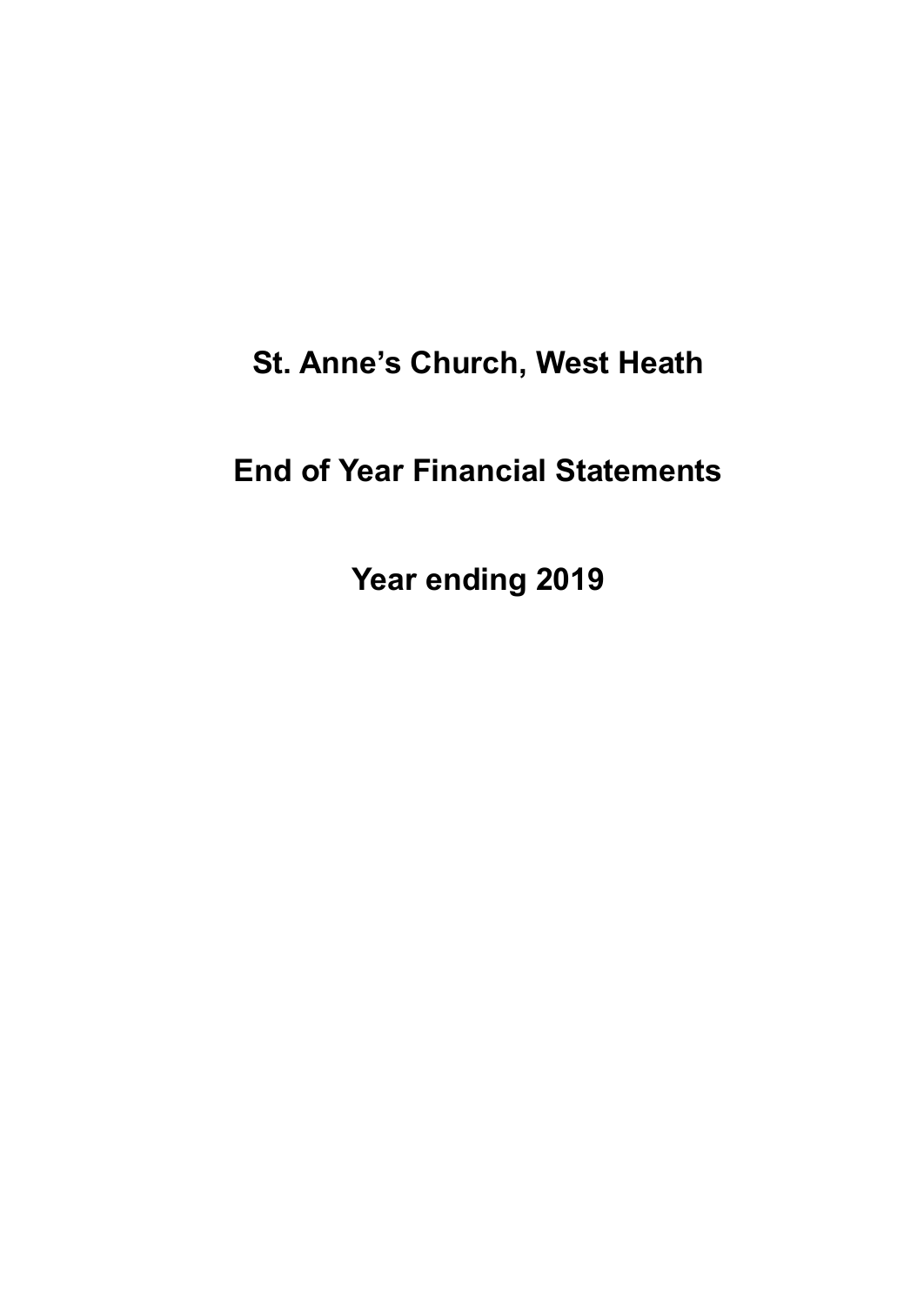# St. Anne's Church, West Heath

# End of Year Financial Statements

# Year ending 2019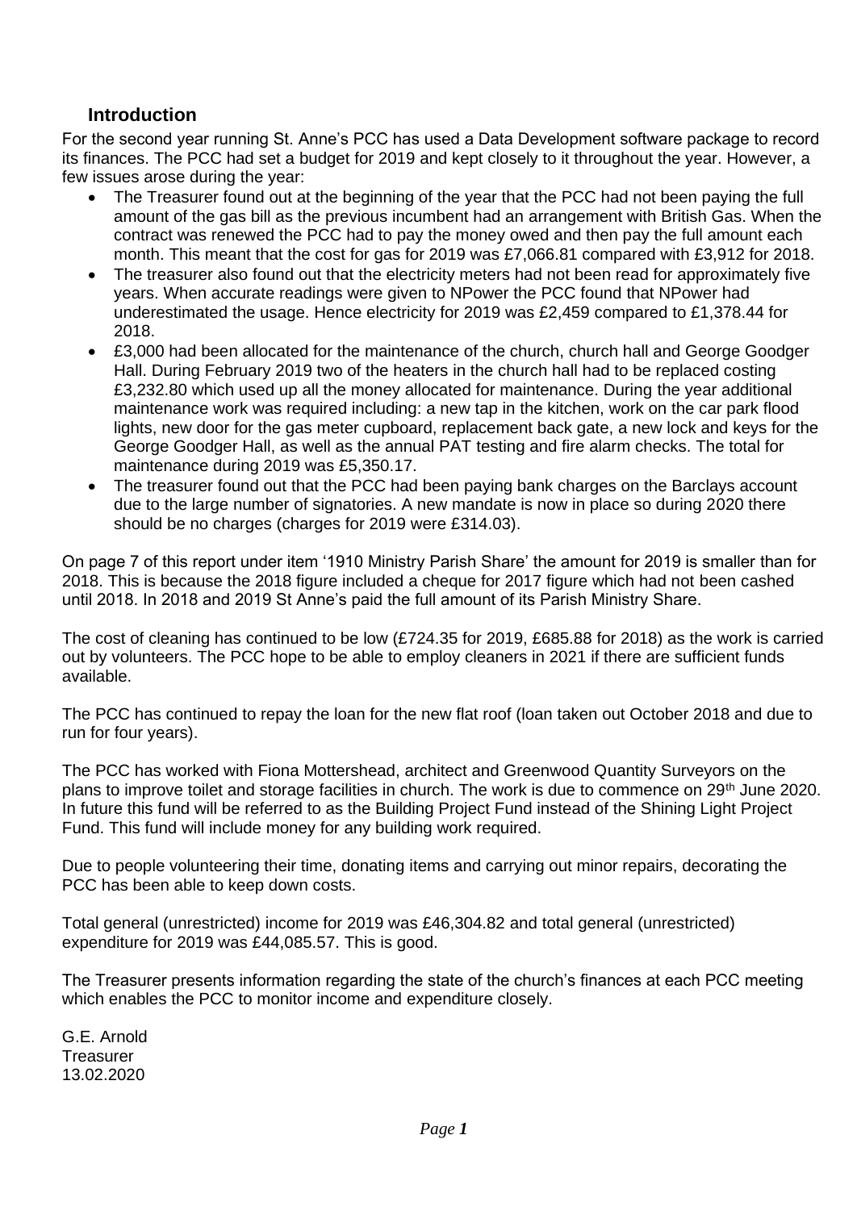## Introduction

For the second year running St. Anne's PCC has used a Data Development software package to record its finances. The PCC had set a budget for 2019 and kept closely to it throughout the year. However, a few issues arose during the year:

- The Treasurer found out at the beginning of the year that the PCC had not been paying the full amount of the gas bill as the previous incumbent had an arrangement with British Gas. When the contract was renewed the PCC had to pay the money owed and then pay the full amount each month. This meant that the cost for gas for 2019 was £7,066.81 compared with £3,912 for 2018.
- The treasurer also found out that the electricity meters had not been read for approximately five years. When accurate readings were given to NPower the PCC found that NPower had underestimated the usage. Hence electricity for 2019 was £2,459 compared to £1,378.44 for 2018.
- £3,000 had been allocated for the maintenance of the church, church hall and George Goodger Hall. During February 2019 two of the heaters in the church hall had to be replaced costing £3,232.80 which used up all the money allocated for maintenance. During the year additional maintenance work was required including: a new tap in the kitchen, work on the car park flood lights, new door for the gas meter cupboard, replacement back gate, a new lock and keys for the George Goodger Hall, as well as the annual PAT testing and fire alarm checks. The total for maintenance during 2019 was £5,350.17.
- The treasurer found out that the PCC had been paying bank charges on the Barclays account due to the large number of signatories. A new mandate is now in place so during 2020 there should be no charges (charges for 2019 were £314.03).

On page 7 of this report under item '1910 Ministry Parish Share' the amount for 2019 is smaller than for 2018. This is because the 2018 figure included a cheque for 2017 figure which had not been cashed until 2018. In 2018 and 2019 St Anne's paid the full amount of its Parish Ministry Share.

The cost of cleaning has continued to be low (£724.35 for 2019, £685.88 for 2018) as the work is carried out by volunteers. The PCC hope to be able to employ cleaners in 2021 if there are sufficient funds available.

The PCC has continued to repay the loan for the new flat roof (loan taken out October 2018 and due to run for four years).

The PCC has worked with Fiona Mottershead, architect and Greenwood Quantity Surveyors on the plans to improve toilet and storage facilities in church. The work is due to commence on 29th June 2020. In future this fund will be referred to as the Building Project Fund instead of the Shining Light Project Fund. This fund will include money for any building work required.

Due to people volunteering their time, donating items and carrying out minor repairs, decorating the PCC has been able to keep down costs.

Total general (unrestricted) income for 2019 was £46,304.82 and total general (unrestricted) expenditure for 2019 was £44,085.57. This is good.

The Treasurer presents information regarding the state of the church's finances at each PCC meeting which enables the PCC to monitor income and expenditure closely.

G.E. Arnold
Treasurer
13.02.2020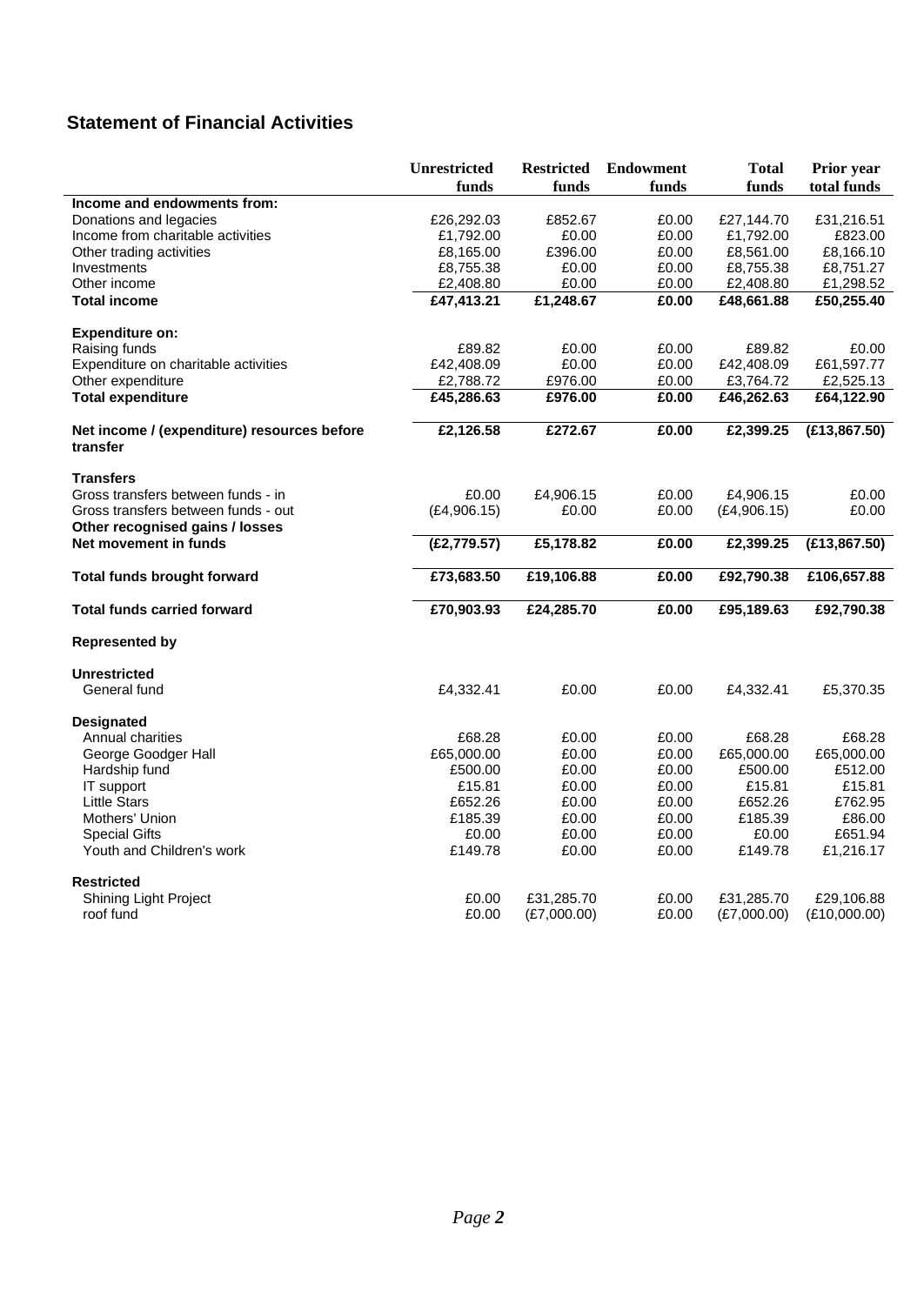## Statement of Financial Activities

| | Unrestricted funds | Restricted funds | Endowment funds | Total funds | Prior year total funds |
|---|---|---|---|---|---|
| **Income and endowments from:** | | | | | |
| Donations and legacies | £26,292.03 | £852.67 | £0.00 | £27,144.70 | £31,216.51 |
| Income from charitable activities | £1,792.00 | £0.00 | £0.00 | £1,792.00 | £823.00 |
| Other trading activities | £8,165.00 | £396.00 | £0.00 | £8,561.00 | £8,166.10 |
| Investments | £8,755.38 | £0.00 | £0.00 | £8,755.38 | £8,751.27 |
| Other income | £2,408.80 | £0.00 | £0.00 | £2,408.80 | £1,298.52 |
| **Total income** | **£47,413.21** | **£1,248.67** | **£0.00** | **£48,661.88** | **£50,255.40** |
| **Expenditure on:** | | | | | |
| Raising funds | £89.82 | £0.00 | £0.00 | £89.82 | £0.00 |
| Expenditure on charitable activities | £42,408.09 | £0.00 | £0.00 | £42,408.09 | £61,597.77 |
| Other expenditure | £2,788.72 | £976.00 | £0.00 | £3,764.72 | £2,525.13 |
| **Total expenditure** | **£45,286.63** | **£976.00** | **£0.00** | **£46,262.63** | **£64,122.90** |
| **Net income / (expenditure) resources before transfer** | **£2,126.58** | **£272.67** | **£0.00** | **£2,399.25** | **(£13,867.50)** |
| **Transfers** | | | | | |
| Gross transfers between funds - in | £0.00 | £4,906.15 | £0.00 | £4,906.15 | £0.00 |
| Gross transfers between funds - out | (£4,906.15) | £0.00 | £0.00 | (£4,906.15) | £0.00 |
| **Other recognised gains / losses** | | | | | |
| **Net movement in funds** | **(£2,779.57)** | **£5,178.82** | **£0.00** | **£2,399.25** | **(£13,867.50)** |
| **Total funds brought forward** | **£73,683.50** | **£19,106.88** | **£0.00** | **£92,790.38** | **£106,657.88** |
| **Total funds carried forward** | **£70,903.93** | **£24,285.70** | **£0.00** | **£95,189.63** | **£92,790.38** |
| **Represented by** | | | | | |
| **Unrestricted** | | | | | |
| General fund | £4,332.41 | £0.00 | £0.00 | £4,332.41 | £5,370.35 |
| **Designated** | | | | | |
| Annual charities | £68.28 | £0.00 | £0.00 | £68.28 | £68.28 |
| George Goodger Hall | £65,000.00 | £0.00 | £0.00 | £65,000.00 | £65,000.00 |
| Hardship fund | £500.00 | £0.00 | £0.00 | £500.00 | £512.00 |
| IT support | £15.81 | £0.00 | £0.00 | £15.81 | £15.81 |
| Little Stars | £652.26 | £0.00 | £0.00 | £652.26 | £762.95 |
| Mothers' Union | £185.39 | £0.00 | £0.00 | £185.39 | £86.00 |
| Special Gifts | £0.00 | £0.00 | £0.00 | £0.00 | £651.94 |
| Youth and Children's work | £149.78 | £0.00 | £0.00 | £149.78 | £1,216.17 |
| **Restricted** | | | | | |
| Shining Light Project | £0.00 | £31,285.70 | £0.00 | £31,285.70 | £29,106.88 |
| roof fund | £0.00 | (£7,000.00) | £0.00 | (£7,000.00) | (£10,000.00) |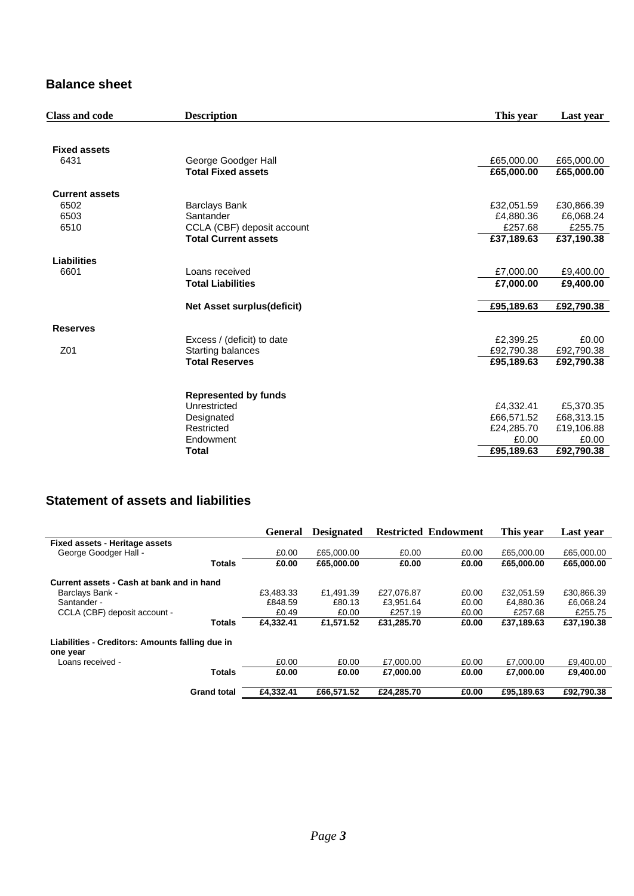## Balance sheet

| Class and code | Description | This year | Last year |
|---|---|---|---|
| **Fixed assets** | | | |
| 6431 | George Goodger Hall | £65,000.00 | £65,000.00 |
| | **Total Fixed assets** | **£65,000.00** | **£65,000.00** |
| **Current assets** | | | |
| 6502 | Barclays Bank | £32,051.59 | £30,866.39 |
| 6503 | Santander | £4,880.36 | £6,068.24 |
| 6510 | CCLA (CBF) deposit account | £257.68 | £255.75 |
| | **Total Current assets** | **£37,189.63** | **£37,190.38** |
| **Liabilities** | | | |
| 6601 | Loans received | £7,000.00 | £9,400.00 |
| | **Total Liabilities** | **£7,000.00** | **£9,400.00** |
| | **Net Asset surplus(deficit)** | **£95,189.63** | **£92,790.38** |
| **Reserves** | | | |
| | Excess / (deficit) to date | £2,399.25 | £0.00 |
| Z01 | Starting balances | £92,790.38 | £92,790.38 |
| | **Total Reserves** | **£95,189.63** | **£92,790.38** |
| | **Represented by funds** | | |
| | Unrestricted | £4,332.41 | £5,370.35 |
| | Designated | £66,571.52 | £68,313.15 |
| | Restricted | £24,285.70 | £19,106.88 |
| | Endowment | £0.00 | £0.00 |
| | **Total** | **£95,189.63** | **£92,790.38** |

## Statement of assets and liabilities

| | General | Designated | Restricted | Endowment | This year | Last year |
|---|---|---|---|---|---|---|
| **Fixed assets - Heritage assets** | | | | | | |
| George Goodger Hall - | £0.00 | £65,000.00 | £0.00 | £0.00 | £65,000.00 | £65,000.00 |
| **Totals** | **£0.00** | **£65,000.00** | **£0.00** | **£0.00** | **£65,000.00** | **£65,000.00** |
| **Current assets - Cash at bank and in hand** | | | | | | |
| Barclays Bank - | £3,483.33 | £1,491.39 | £27,076.87 | £0.00 | £32,051.59 | £30,866.39 |
| Santander - | £848.59 | £80.13 | £3,951.64 | £0.00 | £4,880.36 | £6,068.24 |
| CCLA (CBF) deposit account - | £0.49 | £0.00 | £257.19 | £0.00 | £257.68 | £255.75 |
| **Totals** | **£4,332.41** | **£1,571.52** | **£31,285.70** | **£0.00** | **£37,189.63** | **£37,190.38** |
| **Liabilities - Creditors: Amounts falling due in one year** | | | | | | |
| Loans received - | £0.00 | £0.00 | £7,000.00 | £0.00 | £7,000.00 | £9,400.00 |
| **Totals** | **£0.00** | **£0.00** | **£7,000.00** | **£0.00** | **£7,000.00** | **£9,400.00** |
| **Grand total** | **£4,332.41** | **£66,571.52** | **£24,285.70** | **£0.00** | **£95,189.63** | **£92,790.38** |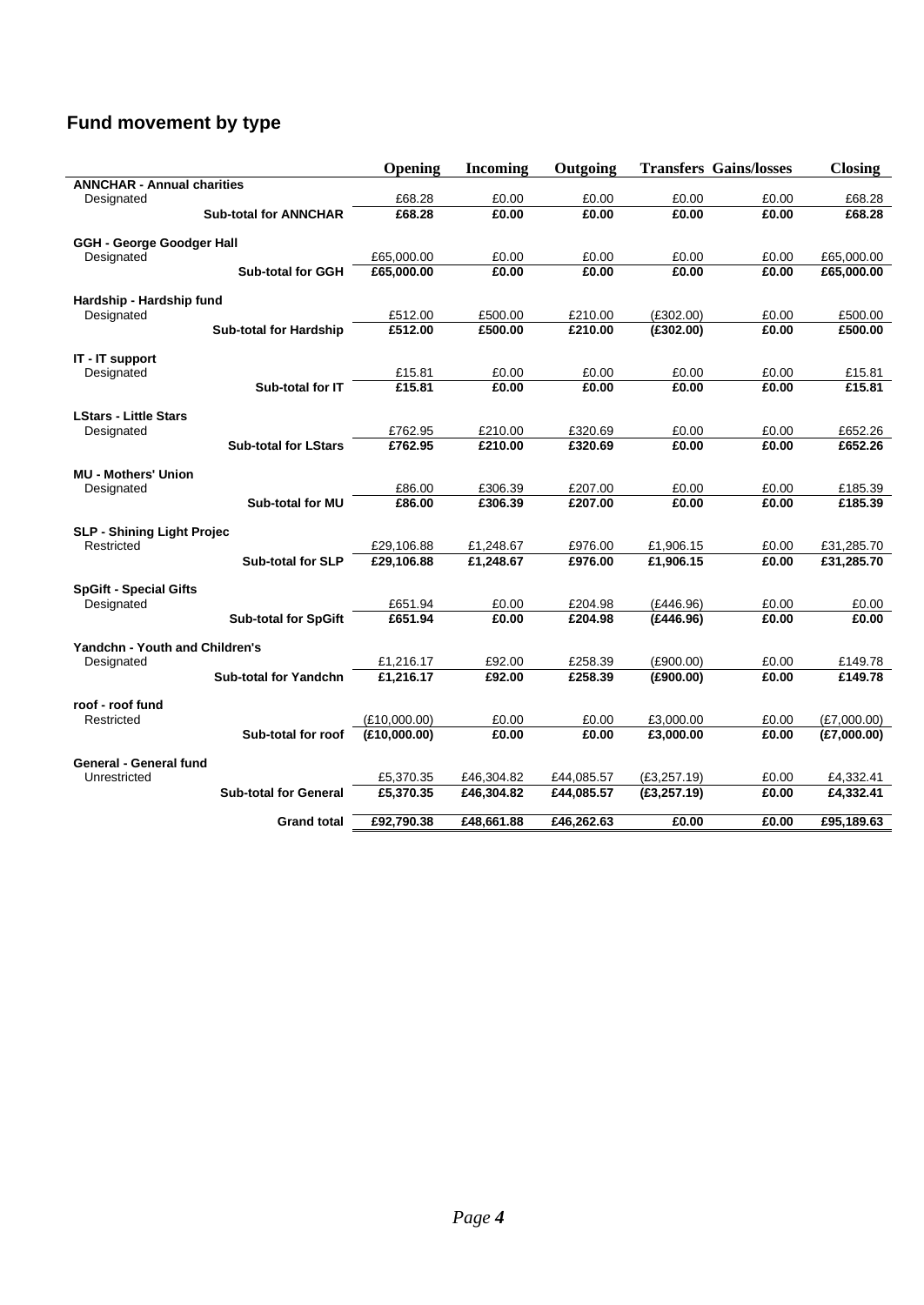# Fund movement by type

| | Opening | Incoming | Outgoing | Transfers | Gains/losses | Closing |
|---|---|---|---|---|---|---|
| **ANNCHAR - Annual charities** | | | | | | |
| Designated | £68.28 | £0.00 | £0.00 | £0.00 | £0.00 | £68.28 |
| **Sub-total for ANNCHAR** | **£68.28** | **£0.00** | **£0.00** | **£0.00** | **£0.00** | **£68.28** |
| **GGH - George Goodger Hall** | | | | | | |
| Designated | £65,000.00 | £0.00 | £0.00 | £0.00 | £0.00 | £65,000.00 |
| **Sub-total for GGH** | **£65,000.00** | **£0.00** | **£0.00** | **£0.00** | **£0.00** | **£65,000.00** |
| **Hardship - Hardship fund** | | | | | | |
| Designated | £512.00 | £500.00 | £210.00 | (£302.00) | £0.00 | £500.00 |
| **Sub-total for Hardship** | **£512.00** | **£500.00** | **£210.00** | **(£302.00)** | **£0.00** | **£500.00** |
| **IT - IT support** | | | | | | |
| Designated | £15.81 | £0.00 | £0.00 | £0.00 | £0.00 | £15.81 |
| **Sub-total for IT** | **£15.81** | **£0.00** | **£0.00** | **£0.00** | **£0.00** | **£15.81** |
| **LStars - Little Stars** | | | | | | |
| Designated | £762.95 | £210.00 | £320.69 | £0.00 | £0.00 | £652.26 |
| **Sub-total for LStars** | **£762.95** | **£210.00** | **£320.69** | **£0.00** | **£0.00** | **£652.26** |
| **MU - Mothers' Union** | | | | | | |
| Designated | £86.00 | £306.39 | £207.00 | £0.00 | £0.00 | £185.39 |
| **Sub-total for MU** | **£86.00** | **£306.39** | **£207.00** | **£0.00** | **£0.00** | **£185.39** |
| **SLP - Shining Light Projec** | | | | | | |
| Restricted | £29,106.88 | £1,248.67 | £976.00 | £1,906.15 | £0.00 | £31,285.70 |
| **Sub-total for SLP** | **£29,106.88** | **£1,248.67** | **£976.00** | **£1,906.15** | **£0.00** | **£31,285.70** |
| **SpGift - Special Gifts** | | | | | | |
| Designated | £651.94 | £0.00 | £204.98 | (£446.96) | £0.00 | £0.00 |
| **Sub-total for SpGift** | **£651.94** | **£0.00** | **£204.98** | **(£446.96)** | **£0.00** | **£0.00** |
| **Yandchn - Youth and Children's** | | | | | | |
| Designated | £1,216.17 | £92.00 | £258.39 | (£900.00) | £0.00 | £149.78 |
| **Sub-total for Yandchn** | **£1,216.17** | **£92.00** | **£258.39** | **(£900.00)** | **£0.00** | **£149.78** |
| **roof - roof fund** | | | | | | |
| Restricted | (£10,000.00) | £0.00 | £0.00 | £3,000.00 | £0.00 | (£7,000.00) |
| **Sub-total for roof** | **(£10,000.00)** | **£0.00** | **£0.00** | **£3,000.00** | **£0.00** | **(£7,000.00)** |
| **General - General fund** | | | | | | |
| Unrestricted | £5,370.35 | £46,304.82 | £44,085.57 | (£3,257.19) | £0.00 | £4,332.41 |
| **Sub-total for General** | **£5,370.35** | **£46,304.82** | **£44,085.57** | **(£3,257.19)** | **£0.00** | **£4,332.41** |
| **Grand total** | **£92,790.38** | **£48,661.88** | **£46,262.63** | **£0.00** | **£0.00** | **£95,189.63** |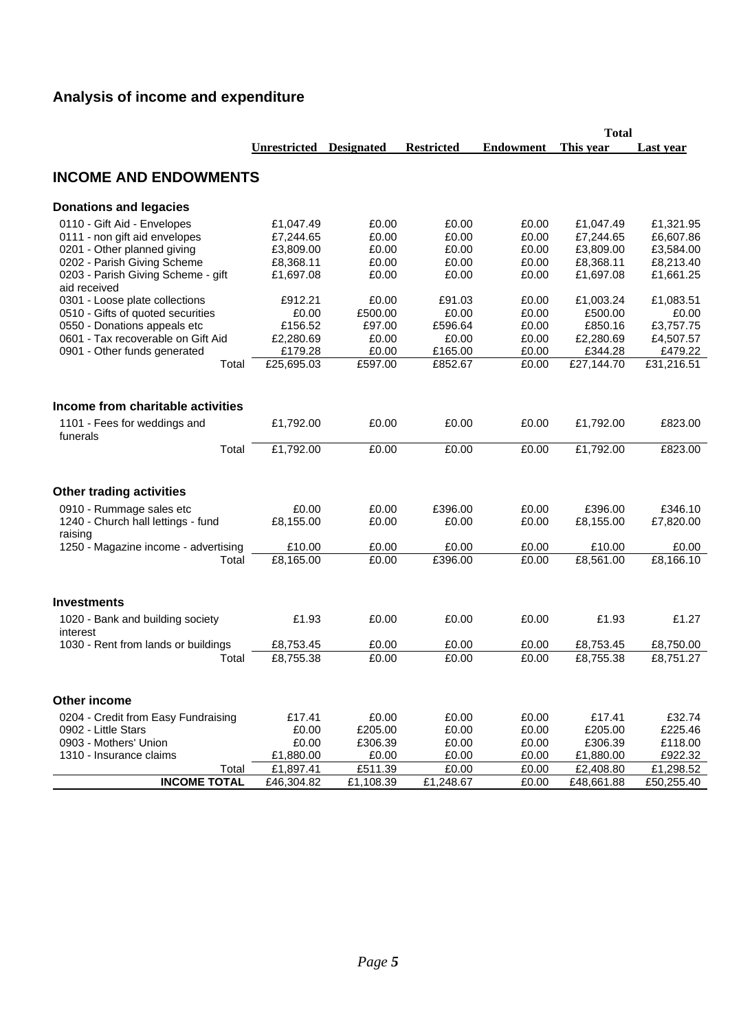## Analysis of income and expenditure

| | Unrestricted | Designated | Restricted | Endowment | Total This year | Total Last year |
|---|---|---|---|---|---|---|
| **INCOME AND ENDOWMENTS** | | | | | | |
| **Donations and legacies** | | | | | | |
| 0110 - Gift Aid - Envelopes | £1,047.49 | £0.00 | £0.00 | £0.00 | £1,047.49 | £1,321.95 |
| 0111 - non gift aid envelopes | £7,244.65 | £0.00 | £0.00 | £0.00 | £7,244.65 | £6,607.86 |
| 0201 - Other planned giving | £3,809.00 | £0.00 | £0.00 | £0.00 | £3,809.00 | £3,584.00 |
| 0202 - Parish Giving Scheme | £8,368.11 | £0.00 | £0.00 | £0.00 | £8,368.11 | £8,213.40 |
| 0203 - Parish Giving Scheme - gift aid received | £1,697.08 | £0.00 | £0.00 | £0.00 | £1,697.08 | £1,661.25 |
| 0301 - Loose plate collections | £912.21 | £0.00 | £91.03 | £0.00 | £1,003.24 | £1,083.51 |
| 0510 - Gifts of quoted securities | £0.00 | £500.00 | £0.00 | £0.00 | £500.00 | £0.00 |
| 0550 - Donations appeals etc | £156.52 | £97.00 | £596.64 | £0.00 | £850.16 | £3,757.75 |
| 0601 - Tax recoverable on Gift Aid | £2,280.69 | £0.00 | £0.00 | £0.00 | £2,280.69 | £4,507.57 |
| 0901 - Other funds generated | £179.28 | £0.00 | £165.00 | £0.00 | £344.28 | £479.22 |
| Total | £25,695.03 | £597.00 | £852.67 | £0.00 | £27,144.70 | £31,216.51 |
| **Income from charitable activities** | | | | | | |
| 1101 - Fees for weddings and funerals | £1,792.00 | £0.00 | £0.00 | £0.00 | £1,792.00 | £823.00 |
| Total | £1,792.00 | £0.00 | £0.00 | £0.00 | £1,792.00 | £823.00 |
| **Other trading activities** | | | | | | |
| 0910 - Rummage sales etc | £0.00 | £0.00 | £396.00 | £0.00 | £396.00 | £346.10 |
| 1240 - Church hall lettings - fund raising | £8,155.00 | £0.00 | £0.00 | £0.00 | £8,155.00 | £7,820.00 |
| 1250 - Magazine income - advertising | £10.00 | £0.00 | £0.00 | £0.00 | £10.00 | £0.00 |
| Total | £8,165.00 | £0.00 | £396.00 | £0.00 | £8,561.00 | £8,166.10 |
| **Investments** | | | | | | |
| 1020 - Bank and building society interest | £1.93 | £0.00 | £0.00 | £0.00 | £1.93 | £1.27 |
| 1030 - Rent from lands or buildings | £8,753.45 | £0.00 | £0.00 | £0.00 | £8,753.45 | £8,750.00 |
| Total | £8,755.38 | £0.00 | £0.00 | £0.00 | £8,755.38 | £8,751.27 |
| **Other income** | | | | | | |
| 0204 - Credit from Easy Fundraising | £17.41 | £0.00 | £0.00 | £0.00 | £17.41 | £32.74 |
| 0902 - Little Stars | £0.00 | £205.00 | £0.00 | £0.00 | £205.00 | £225.46 |
| 0903 - Mothers' Union | £0.00 | £306.39 | £0.00 | £0.00 | £306.39 | £118.00 |
| 1310 - Insurance claims | £1,880.00 | £0.00 | £0.00 | £0.00 | £1,880.00 | £922.32 |
| Total | £1,897.41 | £511.39 | £0.00 | £0.00 | £2,408.80 | £1,298.52 |
| **INCOME TOTAL** | £46,304.82 | £1,108.39 | £1,248.67 | £0.00 | £48,661.88 | £50,255.40 |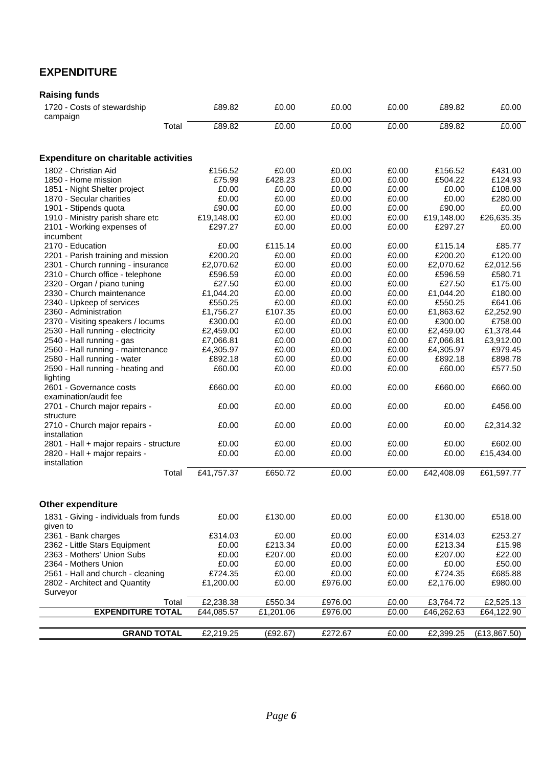## EXPENDITURE

### Raising funds

| | | | | | | |
|---|---|---|---|---|---|---|
| 1720 - Costs of stewardship campaign | £89.82 | £0.00 | £0.00 | £0.00 | £89.82 | £0.00 |
| Total | £89.82 | £0.00 | £0.00 | £0.00 | £89.82 | £0.00 |

### Expenditure on charitable activities

| | | | | | | |
|---|---|---|---|---|---|---|
| 1802 - Christian Aid | £156.52 | £0.00 | £0.00 | £0.00 | £156.52 | £431.00 |
| 1850 - Home mission | £75.99 | £428.23 | £0.00 | £0.00 | £504.22 | £124.93 |
| 1851 - Night Shelter project | £0.00 | £0.00 | £0.00 | £0.00 | £0.00 | £108.00 |
| 1870 - Secular charities | £0.00 | £0.00 | £0.00 | £0.00 | £0.00 | £280.00 |
| 1901 - Stipends quota | £90.00 | £0.00 | £0.00 | £0.00 | £90.00 | £0.00 |
| 1910 - Ministry parish share etc | £19,148.00 | £0.00 | £0.00 | £0.00 | £19,148.00 | £26,635.35 |
| 2101 - Working expenses of incumbent | £297.27 | £0.00 | £0.00 | £0.00 | £297.27 | £0.00 |
| 2170 - Education | £0.00 | £115.14 | £0.00 | £0.00 | £115.14 | £85.77 |
| 2201 - Parish training and mission | £200.20 | £0.00 | £0.00 | £0.00 | £200.20 | £120.00 |
| 2301 - Church running - insurance | £2,070.62 | £0.00 | £0.00 | £0.00 | £2,070.62 | £2,012.56 |
| 2310 - Church office - telephone | £596.59 | £0.00 | £0.00 | £0.00 | £596.59 | £580.71 |
| 2320 - Organ / piano tuning | £27.50 | £0.00 | £0.00 | £0.00 | £27.50 | £175.00 |
| 2330 - Church maintenance | £1,044.20 | £0.00 | £0.00 | £0.00 | £1,044.20 | £180.00 |
| 2340 - Upkeep of services | £550.25 | £0.00 | £0.00 | £0.00 | £550.25 | £641.06 |
| 2360 - Administration | £1,756.27 | £107.35 | £0.00 | £0.00 | £1,863.62 | £2,252.90 |
| 2370 - Visiting speakers / locums | £300.00 | £0.00 | £0.00 | £0.00 | £300.00 | £758.00 |
| 2530 - Hall running - electricity | £2,459.00 | £0.00 | £0.00 | £0.00 | £2,459.00 | £1,378.44 |
| 2540 - Hall running - gas | £7,066.81 | £0.00 | £0.00 | £0.00 | £7,066.81 | £3,912.00 |
| 2560 - Hall running - maintenance | £4,305.97 | £0.00 | £0.00 | £0.00 | £4,305.97 | £979.45 |
| 2580 - Hall running - water | £892.18 | £0.00 | £0.00 | £0.00 | £892.18 | £898.78 |
| 2590 - Hall running - heating and lighting | £60.00 | £0.00 | £0.00 | £0.00 | £60.00 | £577.50 |
| 2601 - Governance costs examination/audit fee | £660.00 | £0.00 | £0.00 | £0.00 | £660.00 | £660.00 |
| 2701 - Church major repairs - structure | £0.00 | £0.00 | £0.00 | £0.00 | £0.00 | £456.00 |
| 2710 - Church major repairs - installation | £0.00 | £0.00 | £0.00 | £0.00 | £0.00 | £2,314.32 |
| 2801 - Hall + major repairs - structure | £0.00 | £0.00 | £0.00 | £0.00 | £0.00 | £602.00 |
| 2820 - Hall + major repairs - installation | £0.00 | £0.00 | £0.00 | £0.00 | £0.00 | £15,434.00 |
| Total | £41,757.37 | £650.72 | £0.00 | £0.00 | £42,408.09 | £61,597.77 |

### Other expenditure

| | | | | | | |
|---|---|---|---|---|---|---|
| 1831 - Giving - individuals from funds given to | £0.00 | £130.00 | £0.00 | £0.00 | £130.00 | £518.00 |
| 2361 - Bank charges | £314.03 | £0.00 | £0.00 | £0.00 | £314.03 | £253.27 |
| 2362 - Little Stars Equipment | £0.00 | £213.34 | £0.00 | £0.00 | £213.34 | £15.98 |
| 2363 - Mothers' Union Subs | £0.00 | £207.00 | £0.00 | £0.00 | £207.00 | £22.00 |
| 2364 - Mothers Union | £0.00 | £0.00 | £0.00 | £0.00 | £0.00 | £50.00 |
| 2561 - Hall and church - cleaning | £724.35 | £0.00 | £0.00 | £0.00 | £724.35 | £685.88 |
| 2802 - Architect and Quantity Surveyor | £1,200.00 | £0.00 | £976.00 | £0.00 | £2,176.00 | £980.00 |
| Total | £2,238.38 | £550.34 | £976.00 | £0.00 | £3,764.72 | £2,525.13 |
| **EXPENDITURE TOTAL** | £44,085.57 | £1,201.06 | £976.00 | £0.00 | £46,262.63 | £64,122.90 |
| | | | | | | |
| **GRAND TOTAL** | £2,219.25 | (£92.67) | £272.67 | £0.00 | £2,399.25 | (£13,867.50) |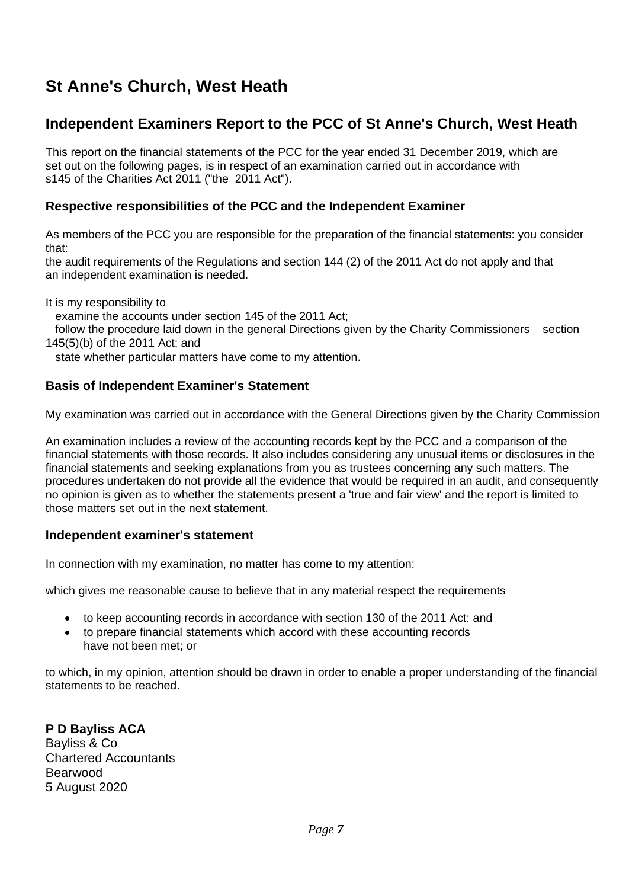# St Anne's Church, West Heath

## Independent Examiners Report to the PCC of St Anne's Church, West Heath

This report on the financial statements of the PCC for the year ended 31 December 2019, which are set out on the following pages, is in respect of an examination carried out in accordance with s145 of the Charities Act 2011 ("the 2011 Act").

### Respective responsibilities of the PCC and the Independent Examiner

As members of the PCC you are responsible for the preparation of the financial statements: you consider that:
the audit requirements of the Regulations and section 144 (2) of the 2011 Act do not apply and that an independent examination is needed.

It is my responsibility to
examine the accounts under section 145 of the 2011 Act;
follow the procedure laid down in the general Directions given by the Charity Commissioners section 145(5)(b) of the 2011 Act; and
state whether particular matters have come to my attention.

### Basis of Independent Examiner's Statement

My examination was carried out in accordance with the General Directions given by the Charity Commission

An examination includes a review of the accounting records kept by the PCC and a comparison of the financial statements with those records. It also includes considering any unusual items or disclosures in the financial statements and seeking explanations from you as trustees concerning any such matters. The procedures undertaken do not provide all the evidence that would be required in an audit, and consequently no opinion is given as to whether the statements present a 'true and fair view' and the report is limited to those matters set out in the next statement.

### Independent examiner's statement

In connection with my examination, no matter has come to my attention:

which gives me reasonable cause to believe that in any material respect the requirements

- to keep accounting records in accordance with section 130 of the 2011 Act: and
- to prepare financial statements which accord with these accounting records
  have not been met; or

to which, in my opinion, attention should be drawn in order to enable a proper understanding of the financial statements to be reached.

**P D Bayliss ACA**
Bayliss & Co
Chartered Accountants
Bearwood
5 August 2020